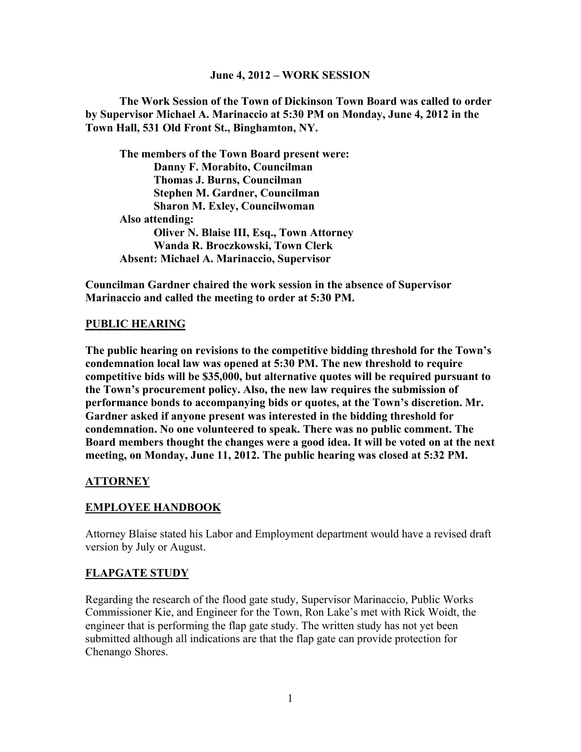**June 4, 2012 – WORK SESSION**

**The Work Session of the Town of Dickinson Town Board was called to order by Supervisor Michael A. Marinaccio at 5:30 PM on Monday, June 4, 2012 in the Town Hall, 531 Old Front St., Binghamton, NY.**

**The members of the Town Board present were:**
**Danny F. Morabito, Councilman**
**Thomas J. Burns, Councilman**
**Stephen M. Gardner, Councilman**
**Sharon M. Exley, Councilwoman**
**Also attending:**
**Oliver N. Blaise III, Esq., Town Attorney**
**Wanda R. Broczkowski, Town Clerk**
**Absent: Michael A. Marinaccio, Supervisor**

**Councilman Gardner chaired the work session in the absence of Supervisor Marinaccio and called the meeting to order at 5:30 PM.**

## PUBLIC HEARING

**The public hearing on revisions to the competitive bidding threshold for the Town's condemnation local law was opened at 5:30 PM. The new threshold to require competitive bids will be $35,000, but alternative quotes will be required pursuant to the Town's procurement policy. Also, the new law requires the submission of performance bonds to accompanying bids or quotes, at the Town's discretion. Mr. Gardner asked if anyone present was interested in the bidding threshold for condemnation. No one volunteered to speak. There was no public comment. The Board members thought the changes were a good idea. It will be voted on at the next meeting, on Monday, June 11, 2012. The public hearing was closed at 5:32 PM.**

## ATTORNEY

## EMPLOYEE HANDBOOK

Attorney Blaise stated his Labor and Employment department would have a revised draft version by July or August.

## FLAPGATE STUDY

Regarding the research of the flood gate study, Supervisor Marinaccio, Public Works Commissioner Kie, and Engineer for the Town, Ron Lake's met with Rick Woidt, the engineer that is performing the flap gate study. The written study has not yet been submitted although all indications are that the flap gate can provide protection for Chenango Shores.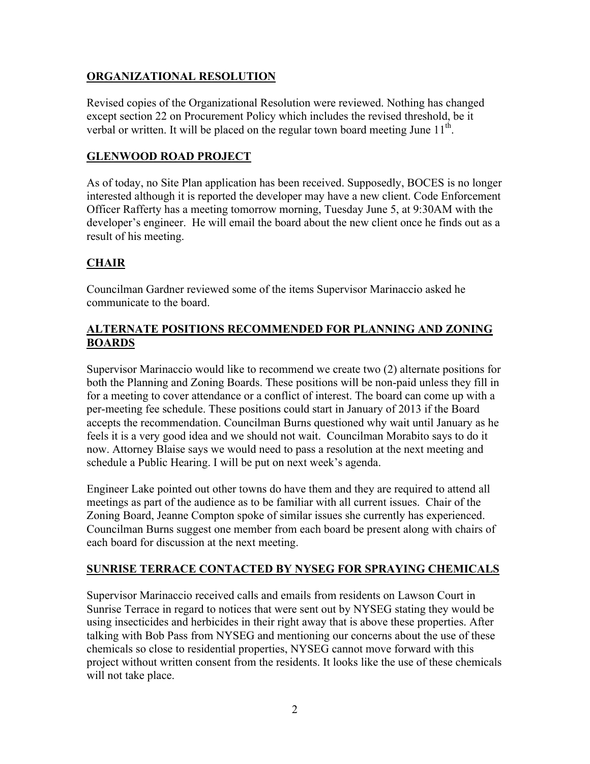## ORGANIZATIONAL RESOLUTION

Revised copies of the Organizational Resolution were reviewed. Nothing has changed except section 22 on Procurement Policy which includes the revised threshold, be it verbal or written. It will be placed on the regular town board meeting June 11th.

## GLENWOOD ROAD PROJECT

As of today, no Site Plan application has been received. Supposedly, BOCES is no longer interested although it is reported the developer may have a new client. Code Enforcement Officer Rafferty has a meeting tomorrow morning, Tuesday June 5, at 9:30AM with the developer's engineer. He will email the board about the new client once he finds out as a result of his meeting.

## CHAIR

Councilman Gardner reviewed some of the items Supervisor Marinaccio asked he communicate to the board.

## ALTERNATE POSITIONS RECOMMENDED FOR PLANNING AND ZONING BOARDS

Supervisor Marinaccio would like to recommend we create two (2) alternate positions for both the Planning and Zoning Boards. These positions will be non-paid unless they fill in for a meeting to cover attendance or a conflict of interest. The board can come up with a per-meeting fee schedule. These positions could start in January of 2013 if the Board accepts the recommendation. Councilman Burns questioned why wait until January as he feels it is a very good idea and we should not wait. Councilman Morabito says to do it now. Attorney Blaise says we would need to pass a resolution at the next meeting and schedule a Public Hearing. I will be put on next week's agenda.

Engineer Lake pointed out other towns do have them and they are required to attend all meetings as part of the audience as to be familiar with all current issues. Chair of the Zoning Board, Jeanne Compton spoke of similar issues she currently has experienced. Councilman Burns suggest one member from each board be present along with chairs of each board for discussion at the next meeting.

## SUNRISE TERRACE CONTACTED BY NYSEG FOR SPRAYING CHEMICALS

Supervisor Marinaccio received calls and emails from residents on Lawson Court in Sunrise Terrace in regard to notices that were sent out by NYSEG stating they would be using insecticides and herbicides in their right away that is above these properties. After talking with Bob Pass from NYSEG and mentioning our concerns about the use of these chemicals so close to residential properties, NYSEG cannot move forward with this project without written consent from the residents. It looks like the use of these chemicals will not take place.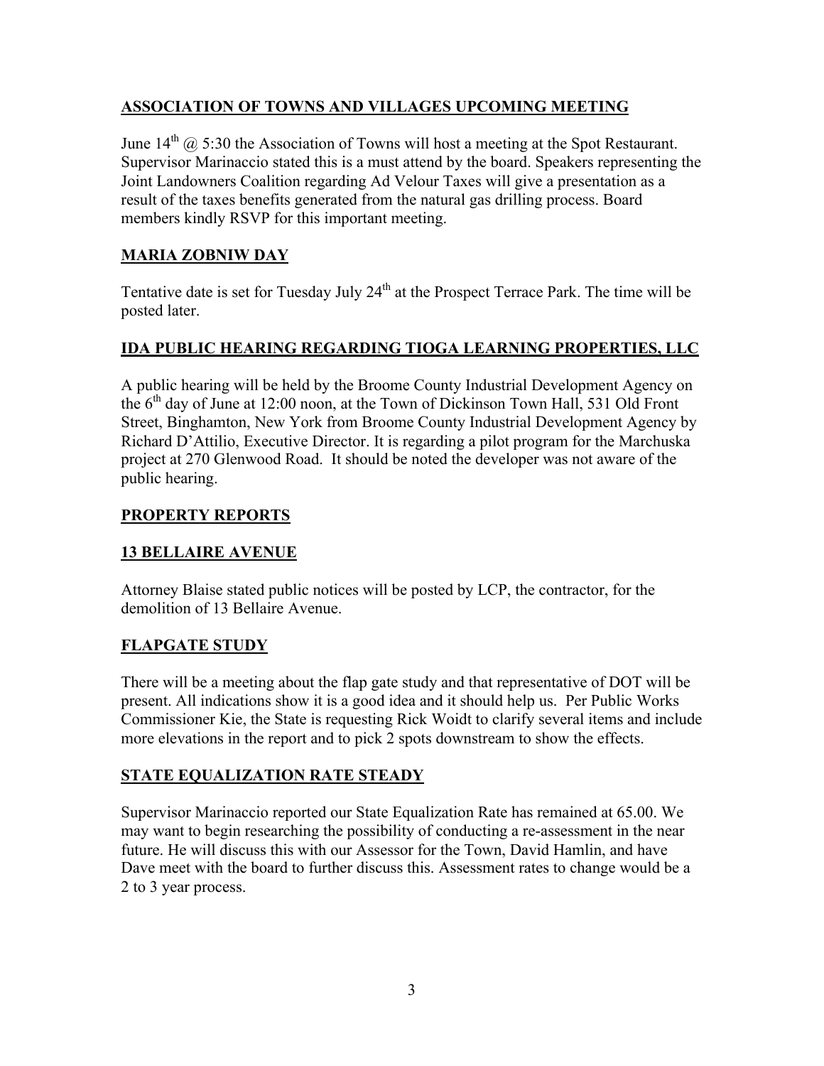## ASSOCIATION OF TOWNS AND VILLAGES UPCOMING MEETING

June 14th @ 5:30 the Association of Towns will host a meeting at the Spot Restaurant. Supervisor Marinaccio stated this is a must attend by the board. Speakers representing the Joint Landowners Coalition regarding Ad Velour Taxes will give a presentation as a result of the taxes benefits generated from the natural gas drilling process. Board members kindly RSVP for this important meeting.

## MARIA ZOBNIW DAY

Tentative date is set for Tuesday July 24th at the Prospect Terrace Park. The time will be posted later.

## IDA PUBLIC HEARING REGARDING TIOGA LEARNING PROPERTIES, LLC

A public hearing will be held by the Broome County Industrial Development Agency on the 6th day of June at 12:00 noon, at the Town of Dickinson Town Hall, 531 Old Front Street, Binghamton, New York from Broome County Industrial Development Agency by Richard D'Attilio, Executive Director. It is regarding a pilot program for the Marchuska project at 270 Glenwood Road. It should be noted the developer was not aware of the public hearing.

## PROPERTY REPORTS

## 13 BELLAIRE AVENUE

Attorney Blaise stated public notices will be posted by LCP, the contractor, for the demolition of 13 Bellaire Avenue.

## FLAPGATE STUDY

There will be a meeting about the flap gate study and that representative of DOT will be present. All indications show it is a good idea and it should help us. Per Public Works Commissioner Kie, the State is requesting Rick Woidt to clarify several items and include more elevations in the report and to pick 2 spots downstream to show the effects.

## STATE EQUALIZATION RATE STEADY

Supervisor Marinaccio reported our State Equalization Rate has remained at 65.00. We may want to begin researching the possibility of conducting a re-assessment in the near future. He will discuss this with our Assessor for the Town, David Hamlin, and have Dave meet with the board to further discuss this. Assessment rates to change would be a 2 to 3 year process.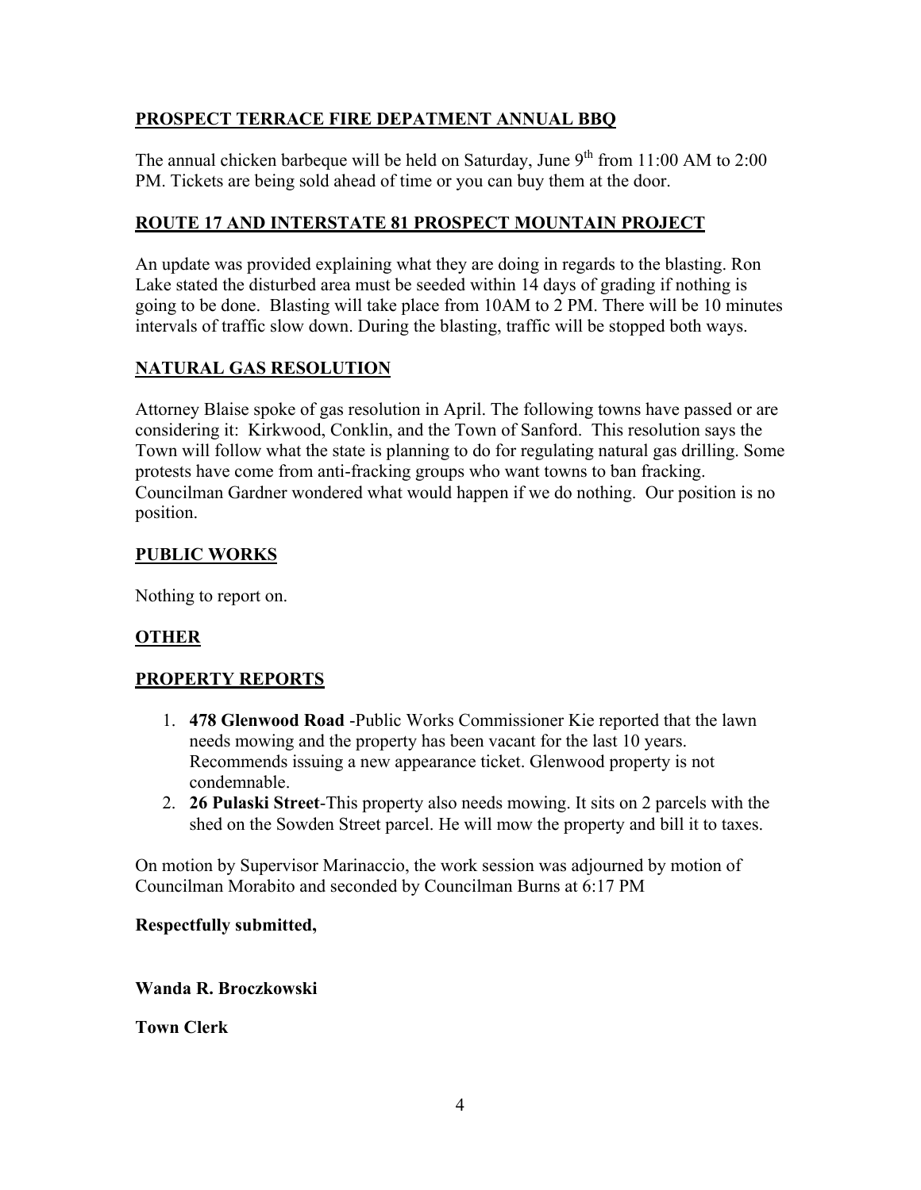## PROSPECT TERRACE FIRE DEPATMENT ANNUAL BBQ

The annual chicken barbeque will be held on Saturday, June 9th from 11:00 AM to 2:00 PM. Tickets are being sold ahead of time or you can buy them at the door.

## ROUTE 17 AND INTERSTATE 81 PROSPECT MOUNTAIN PROJECT

An update was provided explaining what they are doing in regards to the blasting. Ron Lake stated the disturbed area must be seeded within 14 days of grading if nothing is going to be done. Blasting will take place from 10AM to 2 PM. There will be 10 minutes intervals of traffic slow down. During the blasting, traffic will be stopped both ways.

## NATURAL GAS RESOLUTION

Attorney Blaise spoke of gas resolution in April. The following towns have passed or are considering it: Kirkwood, Conklin, and the Town of Sanford. This resolution says the Town will follow what the state is planning to do for regulating natural gas drilling. Some protests have come from anti-fracking groups who want towns to ban fracking. Councilman Gardner wondered what would happen if we do nothing. Our position is no position.

## PUBLIC WORKS

Nothing to report on.

## OTHER

## PROPERTY REPORTS

1. **478 Glenwood Road** -Public Works Commissioner Kie reported that the lawn needs mowing and the property has been vacant for the last 10 years. Recommends issuing a new appearance ticket. Glenwood property is not condemnable.
2. **26 Pulaski Street**-This property also needs mowing. It sits on 2 parcels with the shed on the Sowden Street parcel. He will mow the property and bill it to taxes.

On motion by Supervisor Marinaccio, the work session was adjourned by motion of Councilman Morabito and seconded by Councilman Burns at 6:17 PM

**Respectfully submitted,**

**Wanda R. Broczkowski**

**Town Clerk**